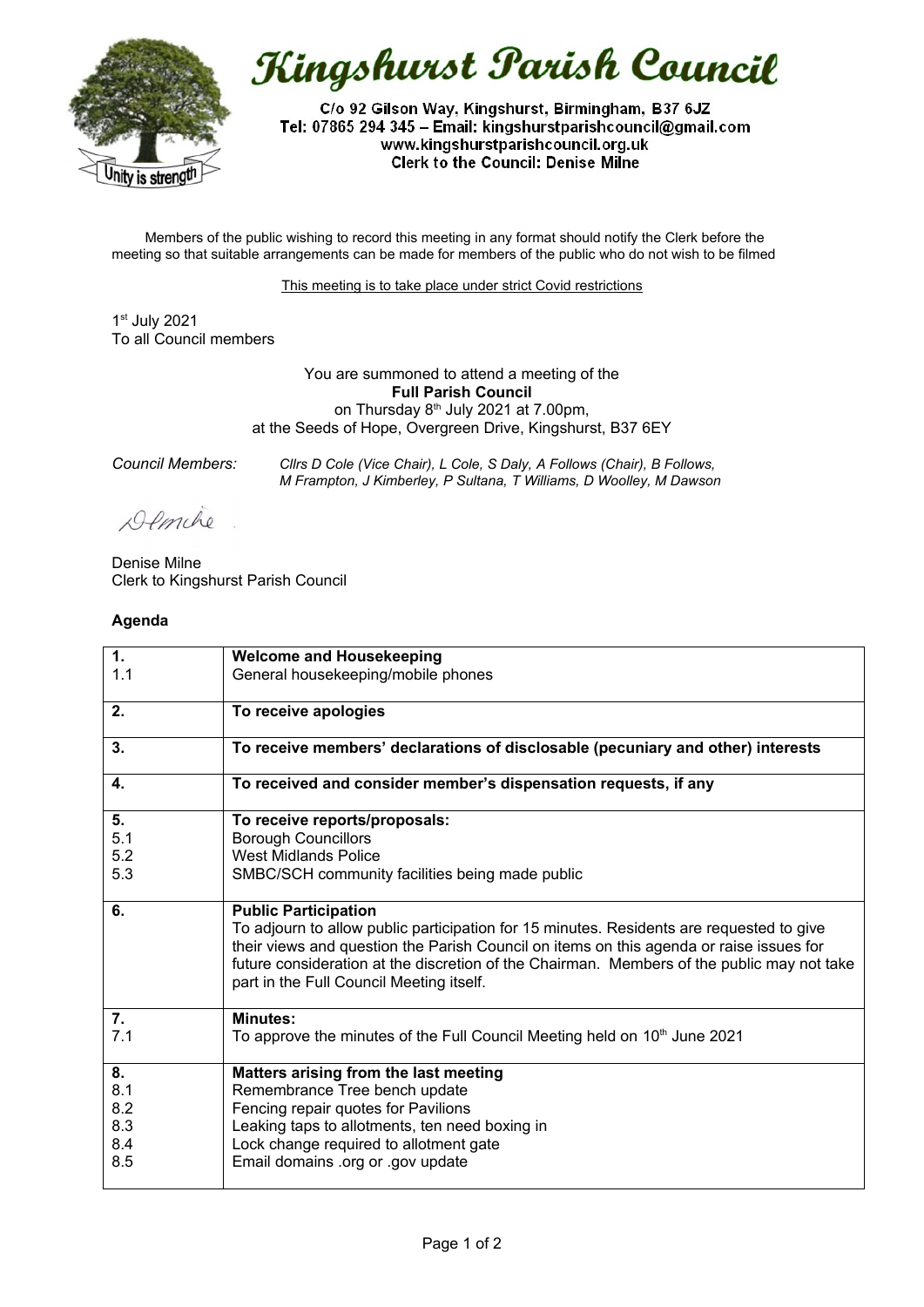# Kingshurst Parish Council

C/o 92 Gilson Way, Kingshurst, Birmingham, B37 6JZ
Tel: 07865 294 345 – Email: kingshurstparishcouncil@gmail.com
www.kingshurstparishcouncil.org.uk
Clerk to the Council: Denise Milne

Members of the public wishing to record this meeting in any format should notify the Clerk before the meeting so that suitable arrangements can be made for members of the public who do not wish to be filmed

This meeting is to take place under strict Covid restrictions

1st July 2021
To all Council members

You are summoned to attend a meeting of the
**Full Parish Council**
on Thursday 8th July 2021 at 7.00pm,
at the Seeds of Hope, Overgreen Drive, Kingshurst, B37 6EY

*Council Members:* *Cllrs D Cole (Vice Chair), L Cole, S Daly, A Follows (Chair), B Follows, M Frampton, J Kimberley, P Sultana, T Williams, D Woolley, M Dawson*

DMilne

Denise Milne
Clerk to Kingshurst Parish Council

**Agenda**

| | |
|---|---|
| **1.** | **Welcome and Housekeeping** |
| 1.1 | General housekeeping/mobile phones |
| **2.** | **To receive apologies** |
| **3.** | **To receive members' declarations of disclosable (pecuniary and other) interests** |
| **4.** | **To received and consider member's dispensation requests, if any** |
| **5.** | **To receive reports/proposals:** |
| 5.1 | Borough Councillors |
| 5.2 | West Midlands Police |
| 5.3 | SMBC/SCH community facilities being made public |
| **6.** | **Public Participation**<br>To adjourn to allow public participation for 15 minutes. Residents are requested to give their views and question the Parish Council on items on this agenda or raise issues for future consideration at the discretion of the Chairman. Members of the public may not take part in the Full Council Meeting itself. |
| **7.** | **Minutes:** |
| 7.1 | To approve the minutes of the Full Council Meeting held on 10th June 2021 |
| **8.** | **Matters arising from the last meeting** |
| 8.1 | Remembrance Tree bench update |
| 8.2 | Fencing repair quotes for Pavilions |
| 8.3 | Leaking taps to allotments, ten need boxing in |
| 8.4 | Lock change required to allotment gate |
| 8.5 | Email domains .org or .gov update |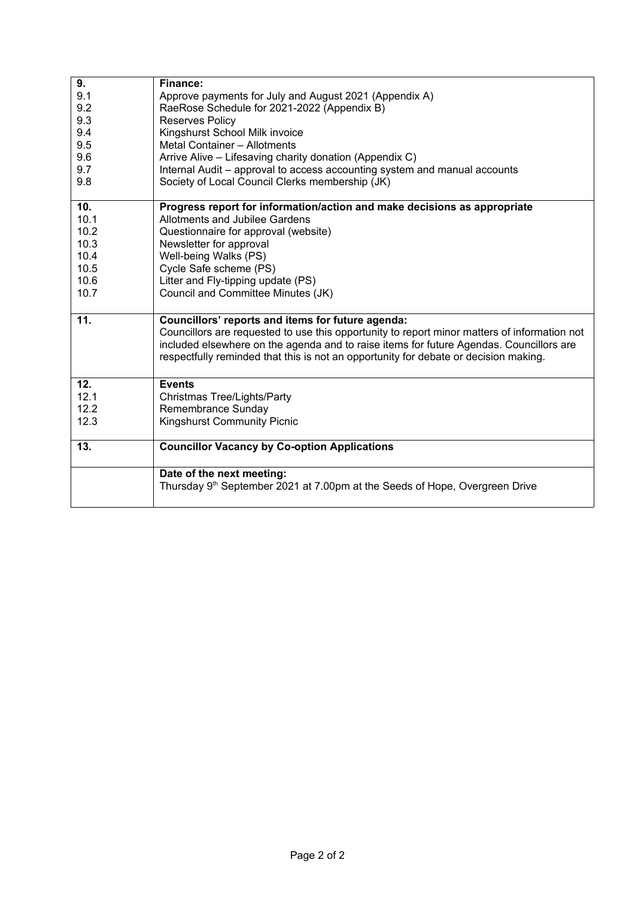| | |
|---|---|
| **9.** | **Finance:** |
| 9.1 | Approve payments for July and August 2021 (Appendix A) |
| 9.2 | RaeRose Schedule for 2021-2022 (Appendix B) |
| 9.3 | Reserves Policy |
| 9.4 | Kingshurst School Milk invoice |
| 9.5 | Metal Container – Allotments |
| 9.6 | Arrive Alive – Lifesaving charity donation (Appendix C) |
| 9.7 | Internal Audit – approval to access accounting system and manual accounts |
| 9.8 | Society of Local Council Clerks membership (JK) |
| **10.** | **Progress report for information/action and make decisions as appropriate** |
| 10.1 | Allotments and Jubilee Gardens |
| 10.2 | Questionnaire for approval (website) |
| 10.3 | Newsletter for approval |
| 10.4 | Well-being Walks (PS) |
| 10.5 | Cycle Safe scheme (PS) |
| 10.6 | Litter and Fly-tipping update (PS) |
| 10.7 | Council and Committee Minutes (JK) |
| **11.** | **Councillors' reports and items for future agenda:** Councillors are requested to use this opportunity to report minor matters of information not included elsewhere on the agenda and to raise items for future Agendas. Councillors are respectfully reminded that this is not an opportunity for debate or decision making. |
| **12.** | **Events** |
| 12.1 | Christmas Tree/Lights/Party |
| 12.2 | Remembrance Sunday |
| 12.3 | Kingshurst Community Picnic |
| **13.** | **Councillor Vacancy by Co-option Applications** |
| | **Date of the next meeting:** Thursday 9th September 2021 at 7.00pm at the Seeds of Hope, Overgreen Drive |